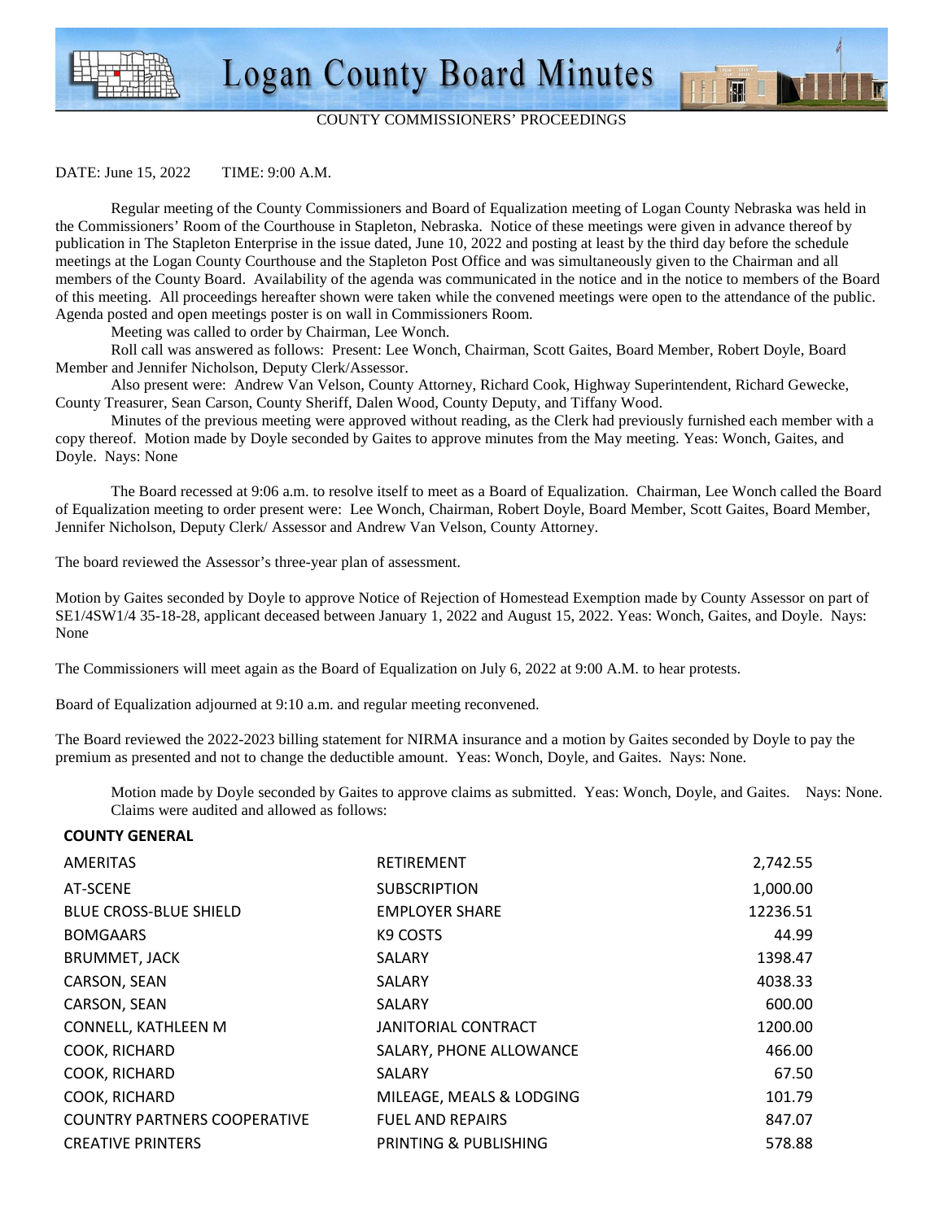# Logan County Board Minutes

COUNTY COMMISSIONERS' PROCEEDINGS

DATE: June 15, 2022 TIME: 9:00 A.M.

Regular meeting of the County Commissioners and Board of Equalization meeting of Logan County Nebraska was held in the Commissioners' Room of the Courthouse in Stapleton, Nebraska. Notice of these meetings were given in advance thereof by publication in The Stapleton Enterprise in the issue dated, June 10, 2022 and posting at least by the third day before the schedule meetings at the Logan County Courthouse and the Stapleton Post Office and was simultaneously given to the Chairman and all members of the County Board. Availability of the agenda was communicated in the notice and in the notice to members of the Board of this meeting. All proceedings hereafter shown were taken while the convened meetings were open to the attendance of the public. Agenda posted and open meetings poster is on wall in Commissioners Room.

Meeting was called to order by Chairman, Lee Wonch.

Roll call was answered as follows: Present: Lee Wonch, Chairman, Scott Gaites, Board Member, Robert Doyle, Board Member and Jennifer Nicholson, Deputy Clerk/Assessor.

Also present were: Andrew Van Velson, County Attorney, Richard Cook, Highway Superintendent, Richard Gewecke, County Treasurer, Sean Carson, County Sheriff, Dalen Wood, County Deputy, and Tiffany Wood.

Minutes of the previous meeting were approved without reading, as the Clerk had previously furnished each member with a copy thereof. Motion made by Doyle seconded by Gaites to approve minutes from the May meeting. Yeas: Wonch, Gaites, and Doyle. Nays: None

The Board recessed at 9:06 a.m. to resolve itself to meet as a Board of Equalization. Chairman, Lee Wonch called the Board of Equalization meeting to order present were: Lee Wonch, Chairman, Robert Doyle, Board Member, Scott Gaites, Board Member, Jennifer Nicholson, Deputy Clerk/ Assessor and Andrew Van Velson, County Attorney.

The board reviewed the Assessor's three-year plan of assessment.

Motion by Gaites seconded by Doyle to approve Notice of Rejection of Homestead Exemption made by County Assessor on part of SE1/4SW1/4 35-18-28, applicant deceased between January 1, 2022 and August 15, 2022. Yeas: Wonch, Gaites, and Doyle. Nays: None

The Commissioners will meet again as the Board of Equalization on July 6, 2022 at 9:00 A.M. to hear protests.

Board of Equalization adjourned at 9:10 a.m. and regular meeting reconvened.

The Board reviewed the 2022-2023 billing statement for NIRMA insurance and a motion by Gaites seconded by Doyle to pay the premium as presented and not to change the deductible amount. Yeas: Wonch, Doyle, and Gaites. Nays: None.

Motion made by Doyle seconded by Gaites to approve claims as submitted. Yeas: Wonch, Doyle, and Gaites. Nays: None. Claims were audited and allowed as follows:

**COUNTY GENERAL**

| | | |
|---|---|---|
| AMERITAS | RETIREMENT | 2,742.55 |
| AT-SCENE | SUBSCRIPTION | 1,000.00 |
| BLUE CROSS-BLUE SHIELD | EMPLOYER SHARE | 12236.51 |
| BOMGAARS | K9 COSTS | 44.99 |
| BRUMMET, JACK | SALARY | 1398.47 |
| CARSON, SEAN | SALARY | 4038.33 |
| CARSON, SEAN | SALARY | 600.00 |
| CONNELL, KATHLEEN M | JANITORIAL CONTRACT | 1200.00 |
| COOK, RICHARD | SALARY, PHONE ALLOWANCE | 466.00 |
| COOK, RICHARD | SALARY | 67.50 |
| COOK, RICHARD | MILEAGE, MEALS & LODGING | 101.79 |
| COUNTRY PARTNERS COOPERATIVE | FUEL AND REPAIRS | 847.07 |
| CREATIVE PRINTERS | PRINTING & PUBLISHING | 578.88 |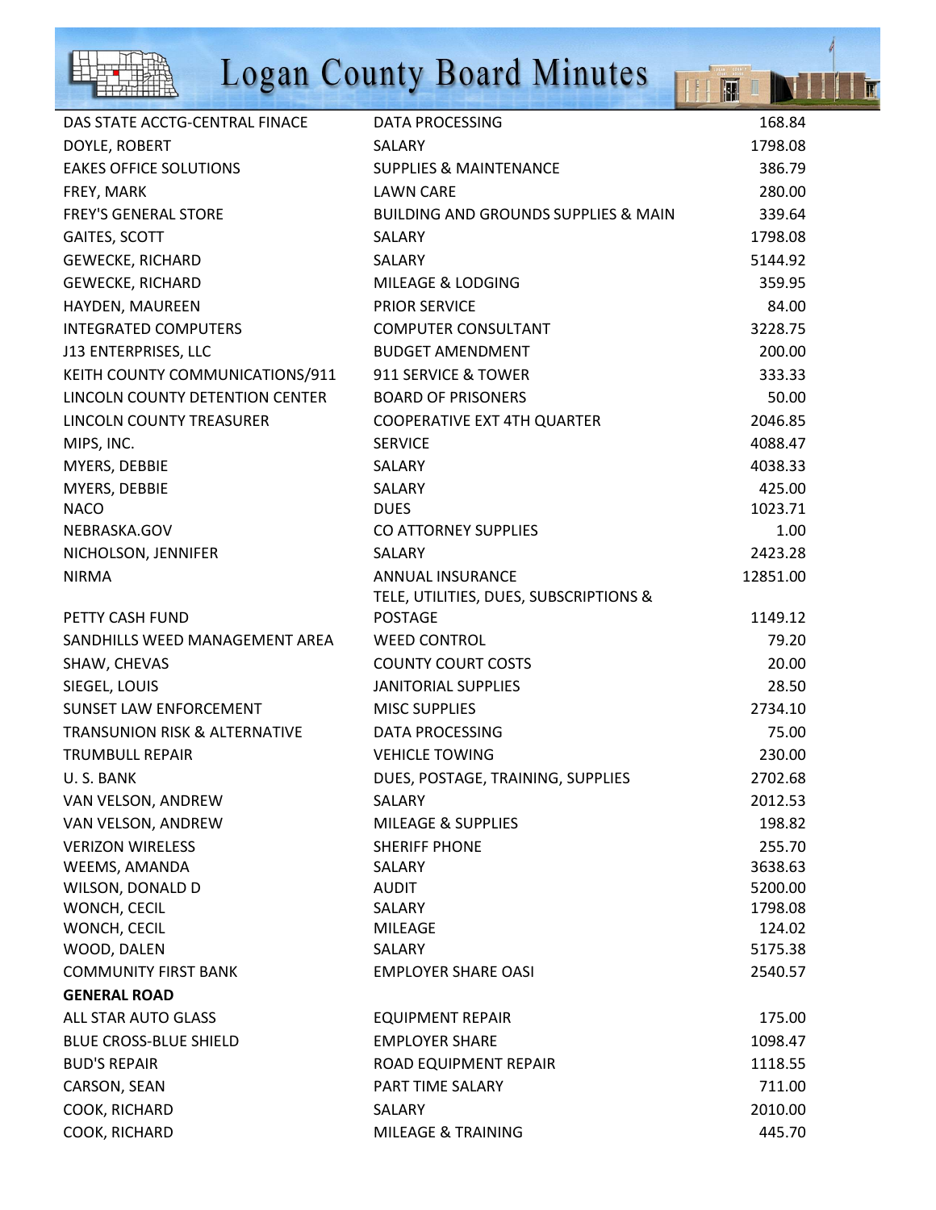| | | |
|---|---|---|
| DAS STATE ACCTG-CENTRAL FINACE | DATA PROCESSING | 168.84 |
| DOYLE, ROBERT | SALARY | 1798.08 |
| EAKES OFFICE SOLUTIONS | SUPPLIES & MAINTENANCE | 386.79 |
| FREY, MARK | LAWN CARE | 280.00 |
| FREY'S GENERAL STORE | BUILDING AND GROUNDS SUPPLIES & MAIN | 339.64 |
| GAITES, SCOTT | SALARY | 1798.08 |
| GEWECKE, RICHARD | SALARY | 5144.92 |
| GEWECKE, RICHARD | MILEAGE & LODGING | 359.95 |
| HAYDEN, MAUREEN | PRIOR SERVICE | 84.00 |
| INTEGRATED COMPUTERS | COMPUTER CONSULTANT | 3228.75 |
| J13 ENTERPRISES, LLC | BUDGET AMENDMENT | 200.00 |
| KEITH COUNTY COMMUNICATIONS/911 | 911 SERVICE & TOWER | 333.33 |
| LINCOLN COUNTY DETENTION CENTER | BOARD OF PRISONERS | 50.00 |
| LINCOLN COUNTY TREASURER | COOPERATIVE EXT 4TH QUARTER | 2046.85 |
| MIPS, INC. | SERVICE | 4088.47 |
| MYERS, DEBBIE | SALARY | 4038.33 |
| MYERS, DEBBIE | SALARY | 425.00 |
| NACO | DUES | 1023.71 |
| NEBRASKA.GOV | CO ATTORNEY SUPPLIES | 1.00 |
| NICHOLSON, JENNIFER | SALARY | 2423.28 |
| NIRMA | ANNUAL INSURANCE | 12851.00 |
| PETTY CASH FUND | TELE, UTILITIES, DUES, SUBSCRIPTIONS & POSTAGE | 1149.12 |
| SANDHILLS WEED MANAGEMENT AREA | WEED CONTROL | 79.20 |
| SHAW, CHEVAS | COUNTY COURT COSTS | 20.00 |
| SIEGEL, LOUIS | JANITORIAL SUPPLIES | 28.50 |
| SUNSET LAW ENFORCEMENT | MISC SUPPLIES | 2734.10 |
| TRANSUNION RISK & ALTERNATIVE | DATA PROCESSING | 75.00 |
| TRUMBULL REPAIR | VEHICLE TOWING | 230.00 |
| U. S. BANK | DUES, POSTAGE, TRAINING, SUPPLIES | 2702.68 |
| VAN VELSON, ANDREW | SALARY | 2012.53 |
| VAN VELSON, ANDREW | MILEAGE & SUPPLIES | 198.82 |
| VERIZON WIRELESS | SHERIFF PHONE | 255.70 |
| WEEMS, AMANDA | SALARY | 3638.63 |
| WILSON, DONALD D | AUDIT | 5200.00 |
| WONCH, CECIL | SALARY | 1798.08 |
| WONCH, CECIL | MILEAGE | 124.02 |
| WOOD, DALEN | SALARY | 5175.38 |
| COMMUNITY FIRST BANK | EMPLOYER SHARE OASI | 2540.57 |
| **GENERAL ROAD** | | |
| ALL STAR AUTO GLASS | EQUIPMENT REPAIR | 175.00 |
| BLUE CROSS-BLUE SHIELD | EMPLOYER SHARE | 1098.47 |
| BUD'S REPAIR | ROAD EQUIPMENT REPAIR | 1118.55 |
| CARSON, SEAN | PART TIME SALARY | 711.00 |
| COOK, RICHARD | SALARY | 2010.00 |
| COOK, RICHARD | MILEAGE & TRAINING | 445.70 |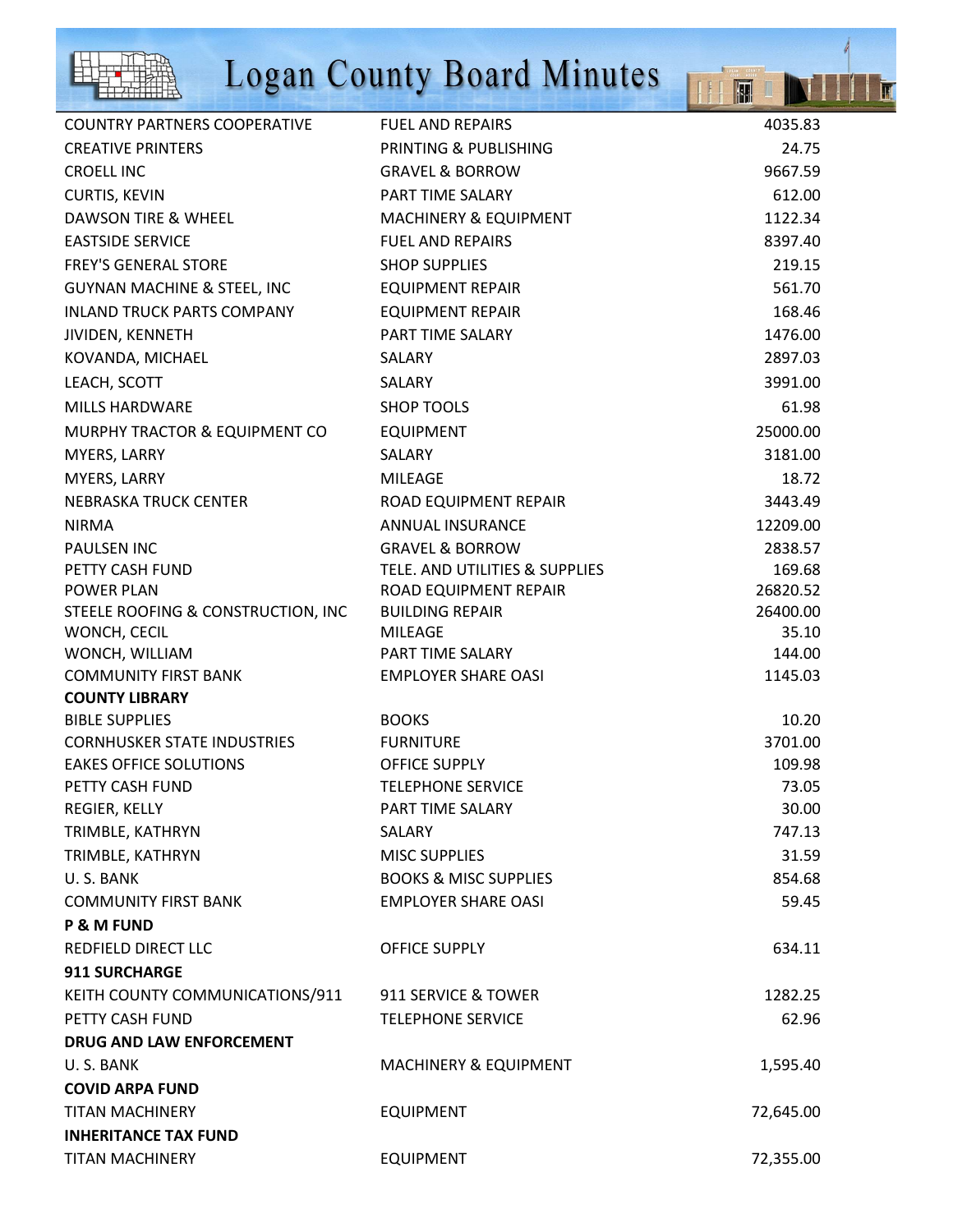| | | |
|---|---|---|
| COUNTRY PARTNERS COOPERATIVE | FUEL AND REPAIRS | 4035.83 |
| CREATIVE PRINTERS | PRINTING & PUBLISHING | 24.75 |
| CROELL INC | GRAVEL & BORROW | 9667.59 |
| CURTIS, KEVIN | PART TIME SALARY | 612.00 |
| DAWSON TIRE & WHEEL | MACHINERY & EQUIPMENT | 1122.34 |
| EASTSIDE SERVICE | FUEL AND REPAIRS | 8397.40 |
| FREY'S GENERAL STORE | SHOP SUPPLIES | 219.15 |
| GUYNAN MACHINE & STEEL, INC | EQUIPMENT REPAIR | 561.70 |
| INLAND TRUCK PARTS COMPANY | EQUIPMENT REPAIR | 168.46 |
| JIVIDEN, KENNETH | PART TIME SALARY | 1476.00 |
| KOVANDA, MICHAEL | SALARY | 2897.03 |
| LEACH, SCOTT | SALARY | 3991.00 |
| MILLS HARDWARE | SHOP TOOLS | 61.98 |
| MURPHY TRACTOR & EQUIPMENT CO | EQUIPMENT | 25000.00 |
| MYERS, LARRY | SALARY | 3181.00 |
| MYERS, LARRY | MILEAGE | 18.72 |
| NEBRASKA TRUCK CENTER | ROAD EQUIPMENT REPAIR | 3443.49 |
| NIRMA | ANNUAL INSURANCE | 12209.00 |
| PAULSEN INC | GRAVEL & BORROW | 2838.57 |
| PETTY CASH FUND | TELE. AND UTILITIES & SUPPLIES | 169.68 |
| POWER PLAN | ROAD EQUIPMENT REPAIR | 26820.52 |
| STEELE ROOFING & CONSTRUCTION, INC | BUILDING REPAIR | 26400.00 |
| WONCH, CECIL | MILEAGE | 35.10 |
| WONCH, WILLIAM | PART TIME SALARY | 144.00 |
| COMMUNITY FIRST BANK | EMPLOYER SHARE OASI | 1145.03 |
| **COUNTY LIBRARY** | | |
| BIBLE SUPPLIES | BOOKS | 10.20 |
| CORNHUSKER STATE INDUSTRIES | FURNITURE | 3701.00 |
| EAKES OFFICE SOLUTIONS | OFFICE SUPPLY | 109.98 |
| PETTY CASH FUND | TELEPHONE SERVICE | 73.05 |
| REGIER, KELLY | PART TIME SALARY | 30.00 |
| TRIMBLE, KATHRYN | SALARY | 747.13 |
| TRIMBLE, KATHRYN | MISC SUPPLIES | 31.59 |
| U. S. BANK | BOOKS & MISC SUPPLIES | 854.68 |
| COMMUNITY FIRST BANK | EMPLOYER SHARE OASI | 59.45 |
| **P & M FUND** | | |
| REDFIELD DIRECT LLC | OFFICE SUPPLY | 634.11 |
| **911 SURCHARGE** | | |
| KEITH COUNTY COMMUNICATIONS/911 | 911 SERVICE & TOWER | 1282.25 |
| PETTY CASH FUND | TELEPHONE SERVICE | 62.96 |
| **DRUG AND LAW ENFORCEMENT** | | |
| U. S. BANK | MACHINERY & EQUIPMENT | 1,595.40 |
| **COVID ARPA FUND** | | |
| TITAN MACHINERY | EQUIPMENT | 72,645.00 |
| **INHERITANCE TAX FUND** | | |
| TITAN MACHINERY | EQUIPMENT | 72,355.00 |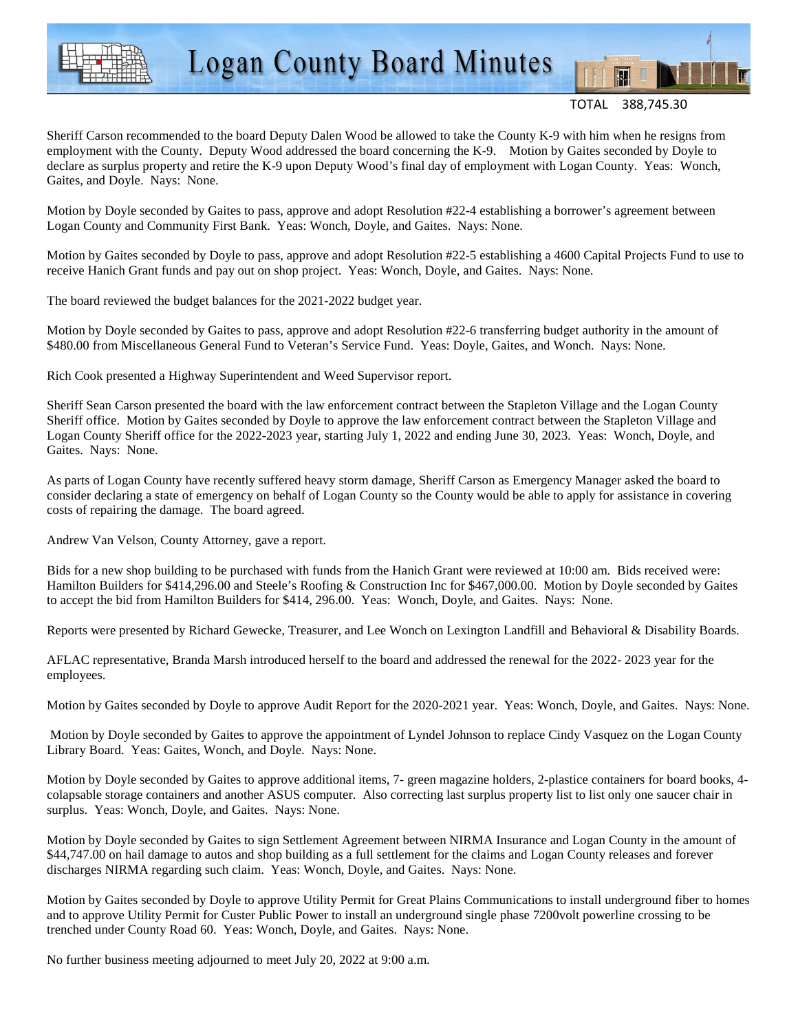TOTAL 388,745.30

Sheriff Carson recommended to the board Deputy Dalen Wood be allowed to take the County K-9 with him when he resigns from employment with the County. Deputy Wood addressed the board concerning the K-9. Motion by Gaites seconded by Doyle to declare as surplus property and retire the K-9 upon Deputy Wood's final day of employment with Logan County. Yeas: Wonch, Gaites, and Doyle. Nays: None.

Motion by Doyle seconded by Gaites to pass, approve and adopt Resolution #22-4 establishing a borrower's agreement between Logan County and Community First Bank. Yeas: Wonch, Doyle, and Gaites. Nays: None.

Motion by Gaites seconded by Doyle to pass, approve and adopt Resolution #22-5 establishing a 4600 Capital Projects Fund to use to receive Hanich Grant funds and pay out on shop project. Yeas: Wonch, Doyle, and Gaites. Nays: None.

The board reviewed the budget balances for the 2021-2022 budget year.

Motion by Doyle seconded by Gaites to pass, approve and adopt Resolution #22-6 transferring budget authority in the amount of $480.00 from Miscellaneous General Fund to Veteran's Service Fund. Yeas: Doyle, Gaites, and Wonch. Nays: None.

Rich Cook presented a Highway Superintendent and Weed Supervisor report.

Sheriff Sean Carson presented the board with the law enforcement contract between the Stapleton Village and the Logan County Sheriff office. Motion by Gaites seconded by Doyle to approve the law enforcement contract between the Stapleton Village and Logan County Sheriff office for the 2022-2023 year, starting July 1, 2022 and ending June 30, 2023. Yeas: Wonch, Doyle, and Gaites. Nays: None.

As parts of Logan County have recently suffered heavy storm damage, Sheriff Carson as Emergency Manager asked the board to consider declaring a state of emergency on behalf of Logan County so the County would be able to apply for assistance in covering costs of repairing the damage. The board agreed.

Andrew Van Velson, County Attorney, gave a report.

Bids for a new shop building to be purchased with funds from the Hanich Grant were reviewed at 10:00 am. Bids received were: Hamilton Builders for $414,296.00 and Steele's Roofing & Construction Inc for $467,000.00. Motion by Doyle seconded by Gaites to accept the bid from Hamilton Builders for $414, 296.00. Yeas: Wonch, Doyle, and Gaites. Nays: None.

Reports were presented by Richard Gewecke, Treasurer, and Lee Wonch on Lexington Landfill and Behavioral & Disability Boards.

AFLAC representative, Branda Marsh introduced herself to the board and addressed the renewal for the 2022- 2023 year for the employees.

Motion by Gaites seconded by Doyle to approve Audit Report for the 2020-2021 year. Yeas: Wonch, Doyle, and Gaites. Nays: None.

Motion by Doyle seconded by Gaites to approve the appointment of Lyndel Johnson to replace Cindy Vasquez on the Logan County Library Board. Yeas: Gaites, Wonch, and Doyle. Nays: None.

Motion by Doyle seconded by Gaites to approve additional items, 7- green magazine holders, 2-plastice containers for board books, 4-colapsable storage containers and another ASUS computer. Also correcting last surplus property list to list only one saucer chair in surplus. Yeas: Wonch, Doyle, and Gaites. Nays: None.

Motion by Doyle seconded by Gaites to sign Settlement Agreement between NIRMA Insurance and Logan County in the amount of $44,747.00 on hail damage to autos and shop building as a full settlement for the claims and Logan County releases and forever discharges NIRMA regarding such claim. Yeas: Wonch, Doyle, and Gaites. Nays: None.

Motion by Gaites seconded by Doyle to approve Utility Permit for Great Plains Communications to install underground fiber to homes and to approve Utility Permit for Custer Public Power to install an underground single phase 7200volt powerline crossing to be trenched under County Road 60. Yeas: Wonch, Doyle, and Gaites. Nays: None.

No further business meeting adjourned to meet July 20, 2022 at 9:00 a.m.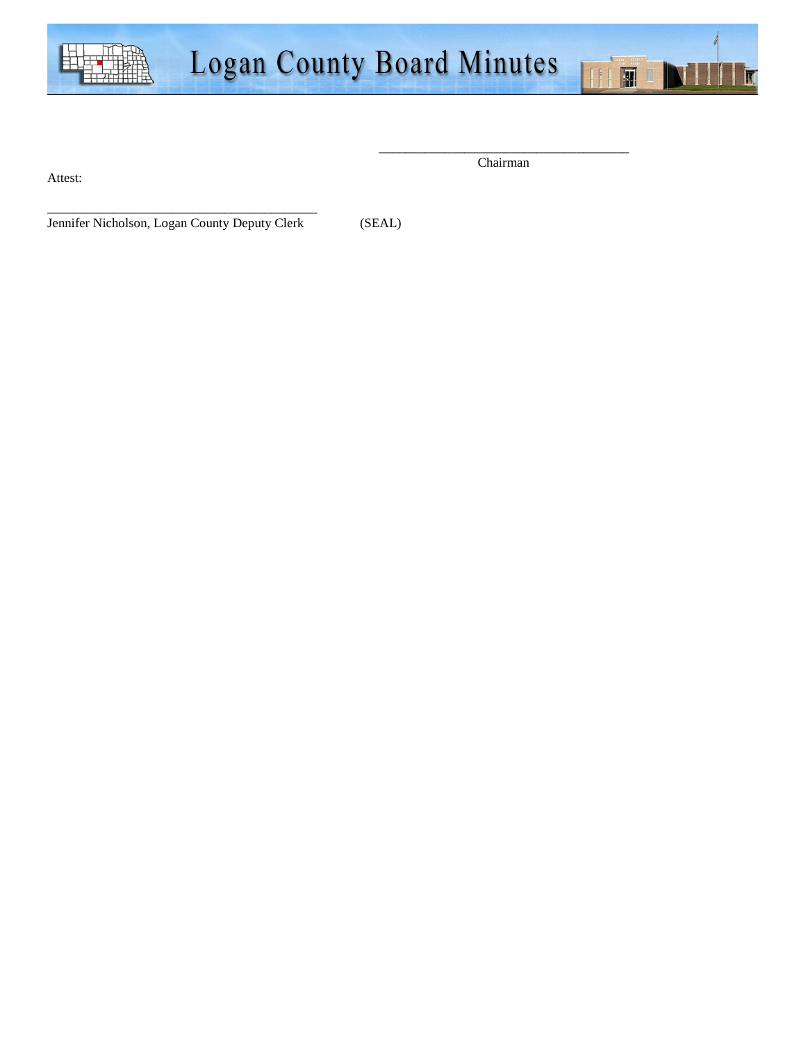\_\_\_\_\_\_\_\_\_\_\_\_\_\_\_\_\_\_\_\_\_\_\_\_\_\_\_\_\_\_\_\_\_\_\_\_\_\_\_

Chairman

Attest:

\_\_\_\_\_\_\_\_\_\_\_\_\_\_\_\_\_\_\_\_\_\_\_\_\_\_\_\_\_\_\_\_\_\_\_\_\_\_\_\_\_\_

Jennifer Nicholson, Logan County Deputy Clerk (SEAL)